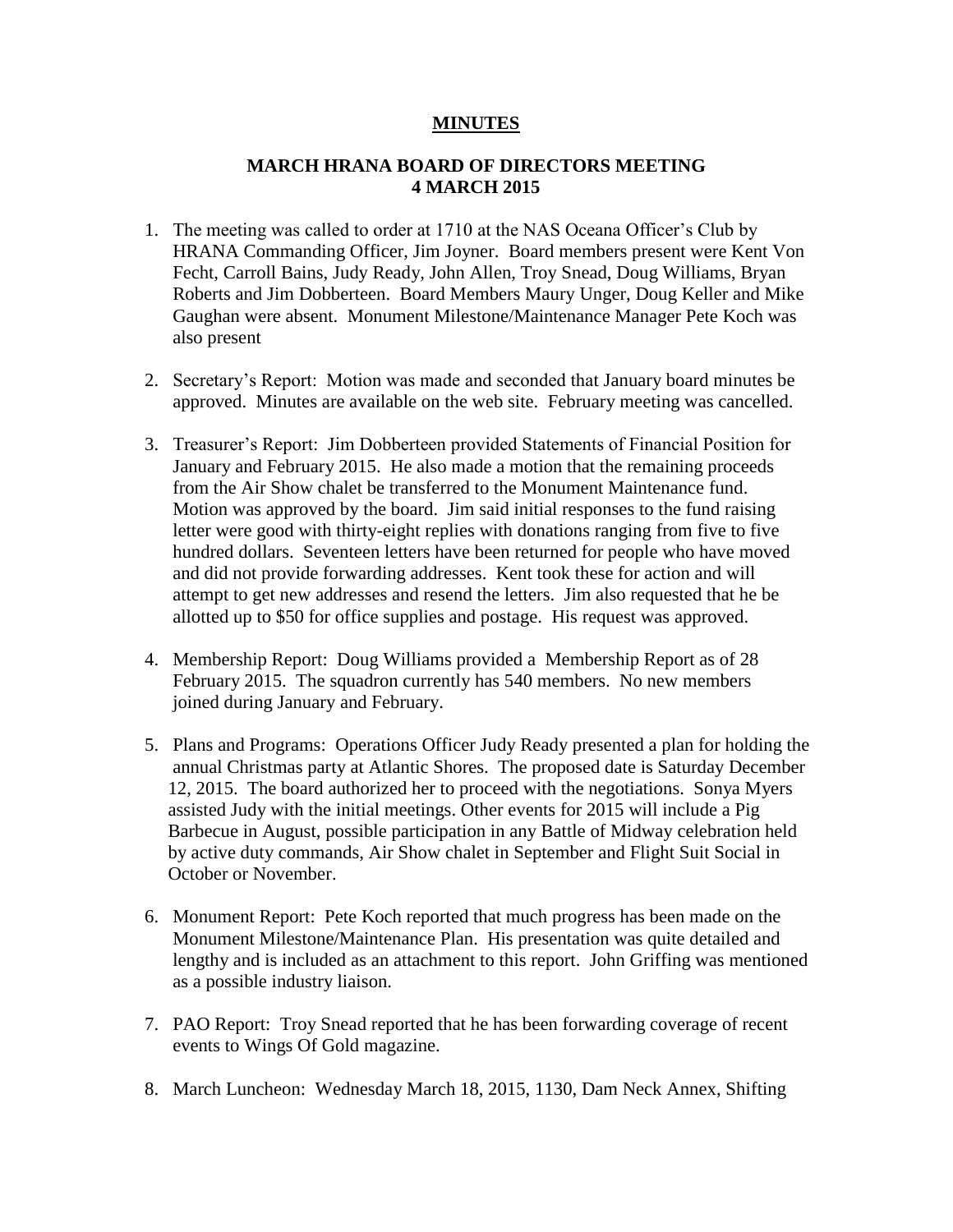**MINUTES**

**MARCH HRANA BOARD OF DIRECTORS MEETING**
**4 MARCH 2015**

1. The meeting was called to order at 1710 at the NAS Oceana Officer's Club by HRANA Commanding Officer, Jim Joyner. Board members present were Kent Von Fecht, Carroll Bains, Judy Ready, John Allen, Troy Snead, Doug Williams, Bryan Roberts and Jim Dobberteen. Board Members Maury Unger, Doug Keller and Mike Gaughan were absent. Monument Milestone/Maintenance Manager Pete Koch was also present

2. Secretary's Report: Motion was made and seconded that January board minutes be approved. Minutes are available on the web site. February meeting was cancelled.

3. Treasurer's Report: Jim Dobberteen provided Statements of Financial Position for January and February 2015. He also made a motion that the remaining proceeds from the Air Show chalet be transferred to the Monument Maintenance fund. Motion was approved by the board. Jim said initial responses to the fund raising letter were good with thirty-eight replies with donations ranging from five to five hundred dollars. Seventeen letters have been returned for people who have moved and did not provide forwarding addresses. Kent took these for action and will attempt to get new addresses and resend the letters. Jim also requested that he be allotted up to $50 for office supplies and postage. His request was approved.

4. Membership Report: Doug Williams provided a Membership Report as of 28 February 2015. The squadron currently has 540 members. No new members joined during January and February.

5. Plans and Programs: Operations Officer Judy Ready presented a plan for holding the annual Christmas party at Atlantic Shores. The proposed date is Saturday December 12, 2015. The board authorized her to proceed with the negotiations. Sonya Myers assisted Judy with the initial meetings. Other events for 2015 will include a Pig Barbecue in August, possible participation in any Battle of Midway celebration held by active duty commands, Air Show chalet in September and Flight Suit Social in October or November.

6. Monument Report: Pete Koch reported that much progress has been made on the Monument Milestone/Maintenance Plan. His presentation was quite detailed and lengthy and is included as an attachment to this report. John Griffing was mentioned as a possible industry liaison.

7. PAO Report: Troy Snead reported that he has been forwarding coverage of recent events to Wings Of Gold magazine.

8. March Luncheon: Wednesday March 18, 2015, 1130, Dam Neck Annex, Shifting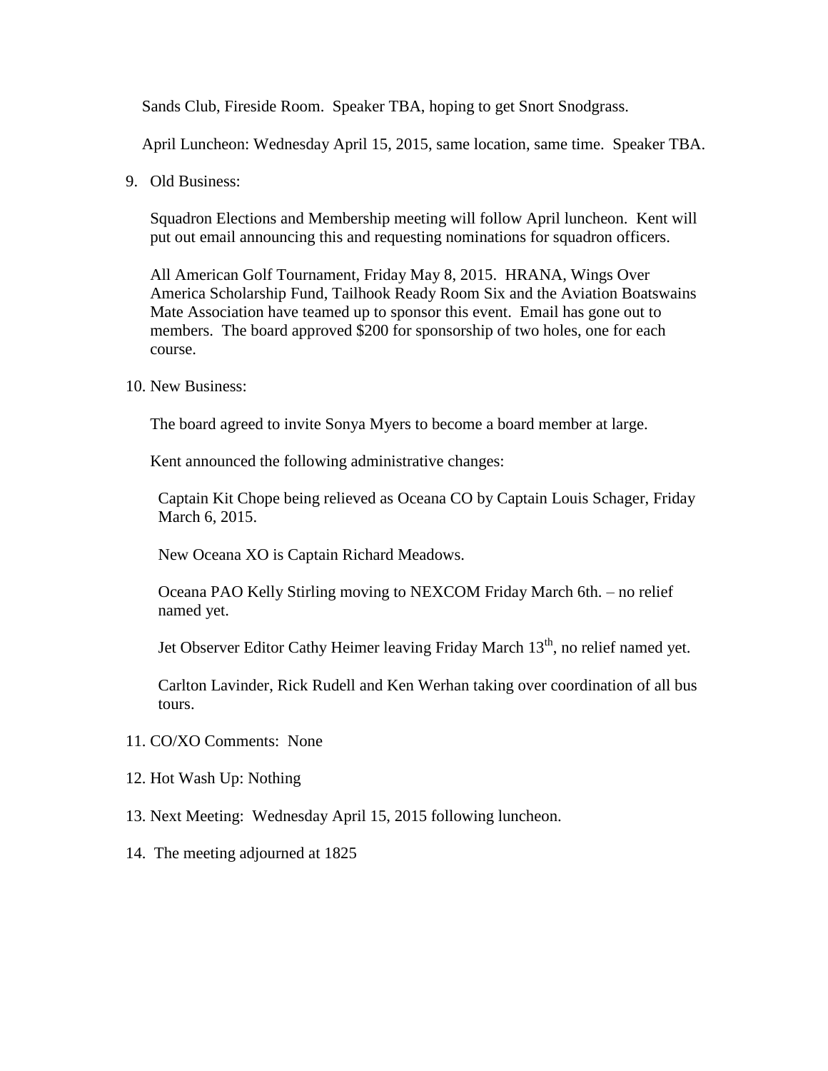Sands Club, Fireside Room. Speaker TBA, hoping to get Snort Snodgrass.

April Luncheon: Wednesday April 15, 2015, same location, same time. Speaker TBA.

9. Old Business:

   Squadron Elections and Membership meeting will follow April luncheon. Kent will put out email announcing this and requesting nominations for squadron officers.

   All American Golf Tournament, Friday May 8, 2015. HRANA, Wings Over America Scholarship Fund, Tailhook Ready Room Six and the Aviation Boatswains Mate Association have teamed up to sponsor this event. Email has gone out to members. The board approved $200 for sponsorship of two holes, one for each course.

10. New Business:

    The board agreed to invite Sonya Myers to become a board member at large.

    Kent announced the following administrative changes:

    Captain Kit Chope being relieved as Oceana CO by Captain Louis Schager, Friday March 6, 2015.

    New Oceana XO is Captain Richard Meadows.

    Oceana PAO Kelly Stirling moving to NEXCOM Friday March 6th. – no relief named yet.

    Jet Observer Editor Cathy Heimer leaving Friday March 13th, no relief named yet.

    Carlton Lavinder, Rick Rudell and Ken Werhan taking over coordination of all bus tours.

11. CO/XO Comments: None

12. Hot Wash Up: Nothing

13. Next Meeting: Wednesday April 15, 2015 following luncheon.

14. The meeting adjourned at 1825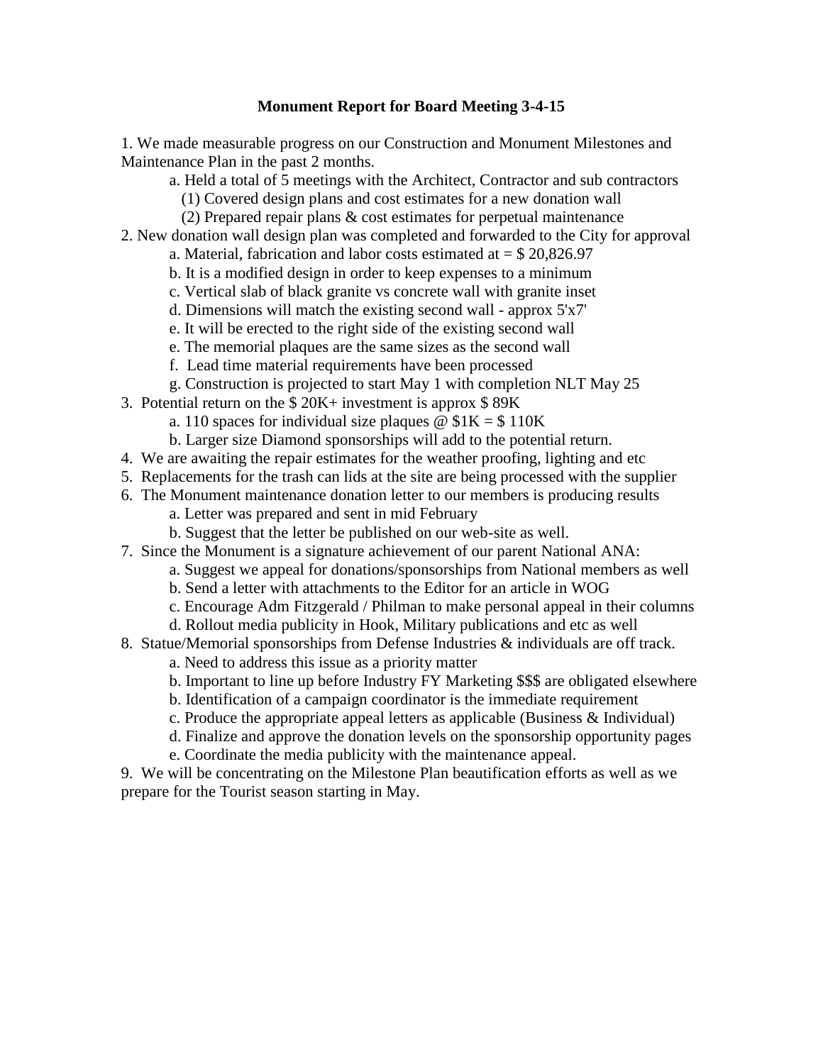**Monument Report for Board Meeting 3-4-15**

1. We made measurable progress on our Construction and Monument Milestones and Maintenance Plan in the past 2 months.
   - a. Held a total of 5 meetings with the Architect, Contractor and sub contractors
     - (1) Covered design plans and cost estimates for a new donation wall
     - (2) Prepared repair plans & cost estimates for perpetual maintenance
2. New donation wall design plan was completed and forwarded to the City for approval
   - a. Material, fabrication and labor costs estimated at = $ 20,826.97
   - b. It is a modified design in order to keep expenses to a minimum
   - c. Vertical slab of black granite vs concrete wall with granite inset
   - d. Dimensions will match the existing second wall - approx 5'x7'
   - e. It will be erected to the right side of the existing second wall
   - e. The memorial plaques are the same sizes as the second wall
   - f. Lead time material requirements have been processed
   - g. Construction is projected to start May 1 with completion NLT May 25
3. Potential return on the $ 20K+ investment is approx $ 89K
   - a. 110 spaces for individual size plaques @ $1K = $ 110K
   - b. Larger size Diamond sponsorships will add to the potential return.
4. We are awaiting the repair estimates for the weather proofing, lighting and etc
5. Replacements for the trash can lids at the site are being processed with the supplier
6. The Monument maintenance donation letter to our members is producing results
   - a. Letter was prepared and sent in mid February
   - b. Suggest that the letter be published on our web-site as well.
7. Since the Monument is a signature achievement of our parent National ANA:
   - a. Suggest we appeal for donations/sponsorships from National members as well
   - b. Send a letter with attachments to the Editor for an article in WOG
   - c. Encourage Adm Fitzgerald / Philman to make personal appeal in their columns
   - d. Rollout media publicity in Hook, Military publications and etc as well
8. Statue/Memorial sponsorships from Defense Industries & individuals are off track.
   - a. Need to address this issue as a priority matter
   - b. Important to line up before Industry FY Marketing $$$ are obligated elsewhere
   - b. Identification of a campaign coordinator is the immediate requirement
   - c. Produce the appropriate appeal letters as applicable (Business & Individual)
   - d. Finalize and approve the donation levels on the sponsorship opportunity pages
   - e. Coordinate the media publicity with the maintenance appeal.
9. We will be concentrating on the Milestone Plan beautification efforts as well as we prepare for the Tourist season starting in May.